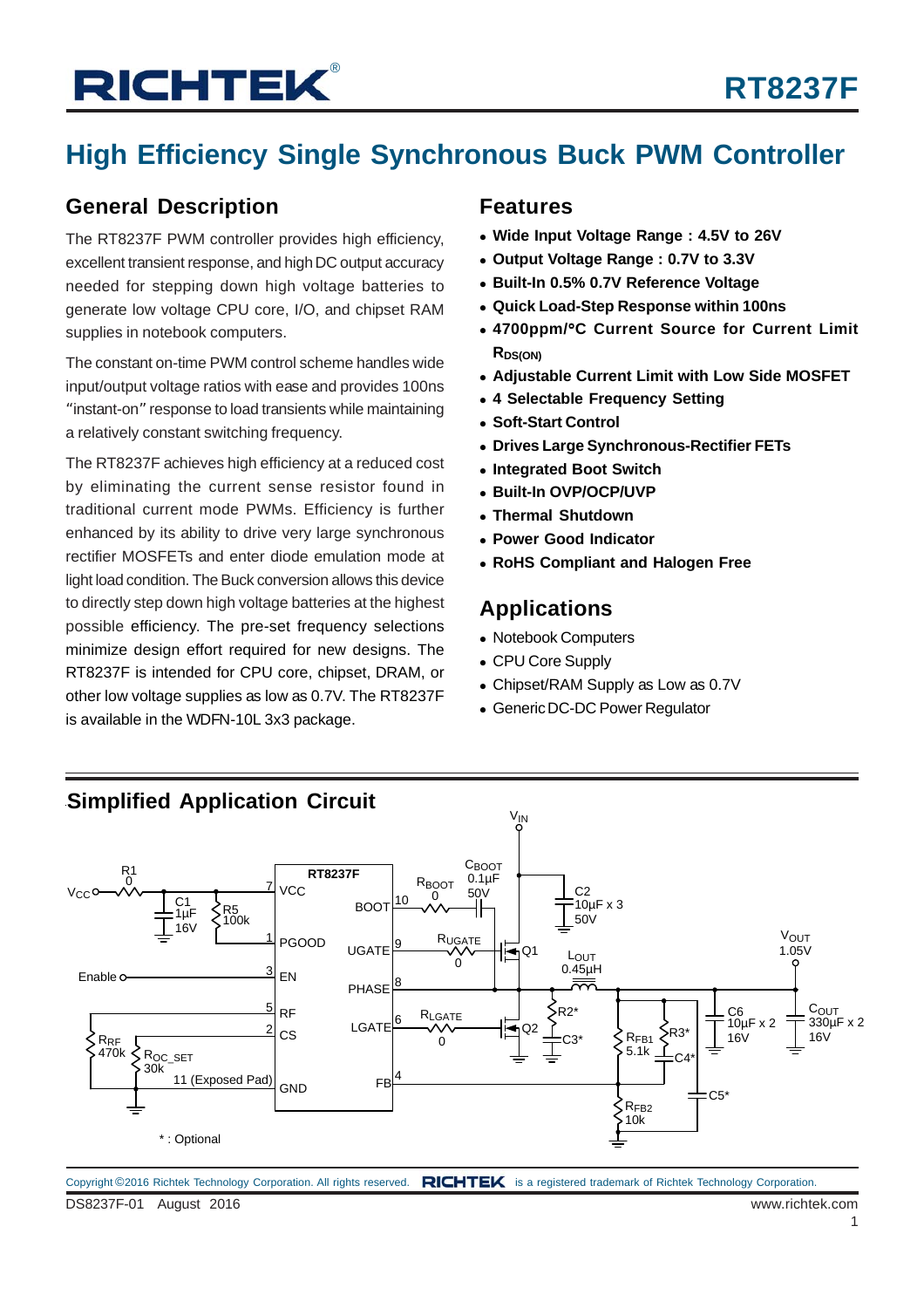# High Efficiency Single Synchronous Buck PWM Controller

## General Description

The RT8237F PWM controller provides high efficiency, excellent transient response, and high DC output accuracy needed for stepping down high voltage batteries to generate low voltage CPU core, I/O, and chipset RAM supplies in notebook computers.

The constant on-time PWM control scheme handles wide input/output voltage ratios with ease and provides 100ns "instant-on" response to load transients while maintaining a relatively constant switching frequency.

The RT8237F achieves high efficiency at a reduced cost by eliminating the current sense resistor found in traditional current mode PWMs. Efficiency is further enhanced by its ability to drive very large synchronous rectifier MOSFETs and enter diode emulation mode at light load condition. The Buck conversion allows this device to directly step down high voltage batteries at the highest possible efficiency. The pre-set frequency selections minimize design effort required for new designs. The RT8237F is intended for CPU core, chipset, DRAM, or other low voltage supplies as low as 0.7V. The RT8237F is available in the WDFN-10L 3x3 package.

## Features

- **Wide Input Voltage Range : 4.5V to 26V**
- **Output Voltage Range : 0.7V to 3.3V**
- **Built-In 0.5% 0.7V Reference Voltage**
- **Quick Load-Step Response within 100ns**
- **4700ppm/°C Current Source for Current Limit $R_{DS(ON)}$**
- **Adjustable Current Limit with Low Side MOSFET**
- **4 Selectable Frequency Setting**
- **Soft-Start Control**
- **Drives Large Synchronous-Rectifier FETs**
- **Integrated Boot Switch**
- **Built-In OVP/OCP/UVP**
- **Thermal Shutdown**
- **Power Good Indicator**
- **RoHS Compliant and Halogen Free**

## Applications

- Notebook Computers
- CPU Core Supply
- Chipset/RAM Supply as Low as 0.7V
- Generic DC-DC Power Regulator

## Simplified Application Circuit

\* : Optional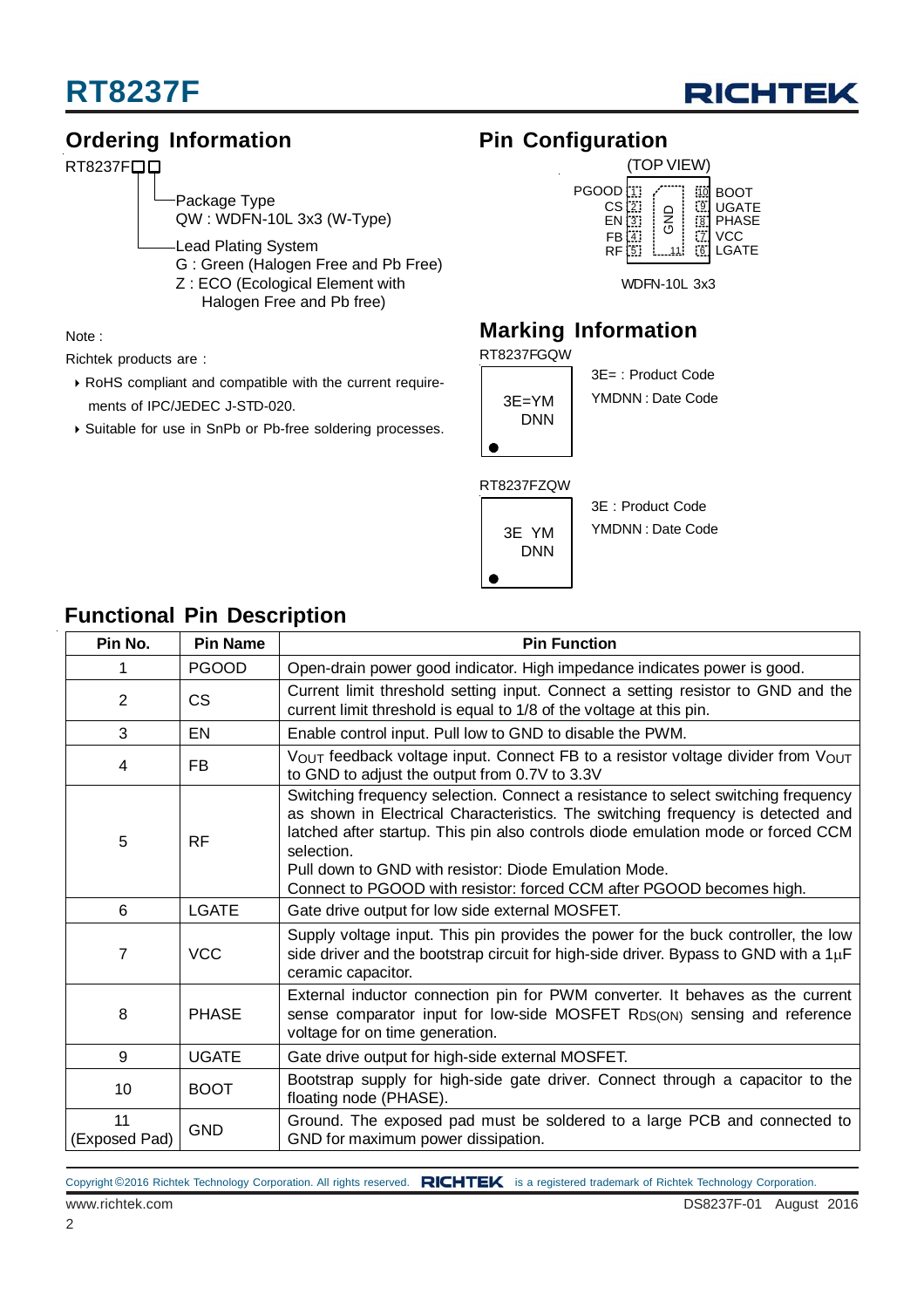## Ordering Information

RT8237F□□

- Package Type
  QW : WDFN-10L 3x3 (W-Type)
- Lead Plating System
  G : Green (Halogen Free and Pb Free)
  Z : ECO (Ecological Element with Halogen Free and Pb free)

Note :

Richtek products are :

- RoHS compliant and compatible with the current requirements of IPC/JEDEC J-STD-020.
- Suitable for use in SnPb or Pb-free soldering processes.

## Pin Configuration

(TOP VIEW)

| Pin | Name | | Pin | Name |
|---|---|---|---|---|
| 1 | PGOOD | | 10 | BOOT |
| 2 | CS | | 9 | UGATE |
| 3 | EN | GND (11) | 8 | PHASE |
| 4 | FB | | 7 | VCC |
| 5 | RF | | 6 | LGATE |

WDFN-10L 3x3

## Marking Information

RT8237FGQW

3E=YM
DNN

3E= : Product Code
YMDNN : Date Code

RT8237FZQW

3E YM
DNN

3E : Product Code
YMDNN : Date Code

## Functional Pin Description

| Pin No. | Pin Name | Pin Function |
|---|---|---|
| 1 | PGOOD | Open-drain power good indicator. High impedance indicates power is good. |
| 2 | CS | Current limit threshold setting input. Connect a setting resistor to GND and the current limit threshold is equal to 1/8 of the voltage at this pin. |
| 3 | EN | Enable control input. Pull low to GND to disable the PWM. |
| 4 | FB | $V_{OUT}$ feedback voltage input. Connect FB to a resistor voltage divider from $V_{OUT}$ to GND to adjust the output from 0.7V to 3.3V |
| 5 | RF | Switching frequency selection. Connect a resistance to select switching frequency as shown in Electrical Characteristics. The switching frequency is detected and latched after startup. This pin also controls diode emulation mode or forced CCM selection.<br>Pull down to GND with resistor: Diode Emulation Mode.<br>Connect to PGOOD with resistor: forced CCM after PGOOD becomes high. |
| 6 | LGATE | Gate drive output for low side external MOSFET. |
| 7 | VCC | Supply voltage input. This pin provides the power for the buck controller, the low side driver and the bootstrap circuit for high-side driver. Bypass to GND with a 1μF ceramic capacitor. |
| 8 | PHASE | External inductor connection pin for PWM converter. It behaves as the current sense comparator input for low-side MOSFET $R_{DS(ON)}$ sensing and reference voltage for on time generation. |
| 9 | UGATE | Gate drive output for high-side external MOSFET. |
| 10 | BOOT | Bootstrap supply for high-side gate driver. Connect through a capacitor to the floating node (PHASE). |
| 11 (Exposed Pad) | GND | Ground. The exposed pad must be soldered to a large PCB and connected to GND for maximum power dissipation. |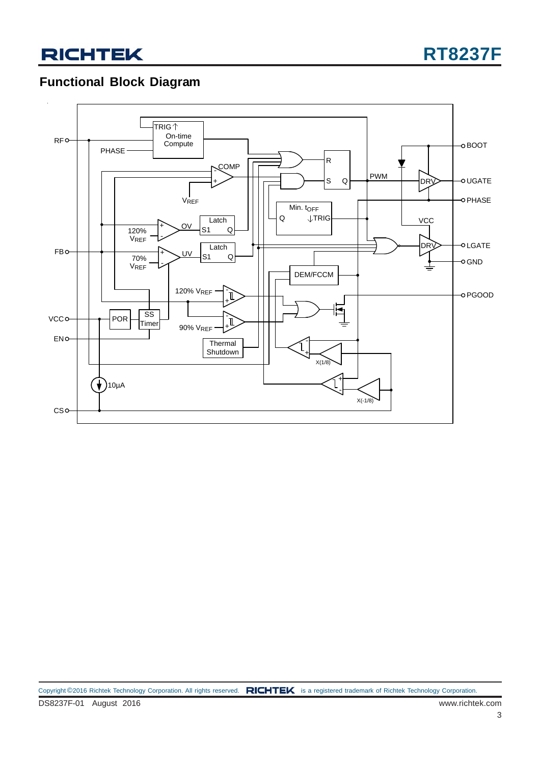## Functional Block Diagram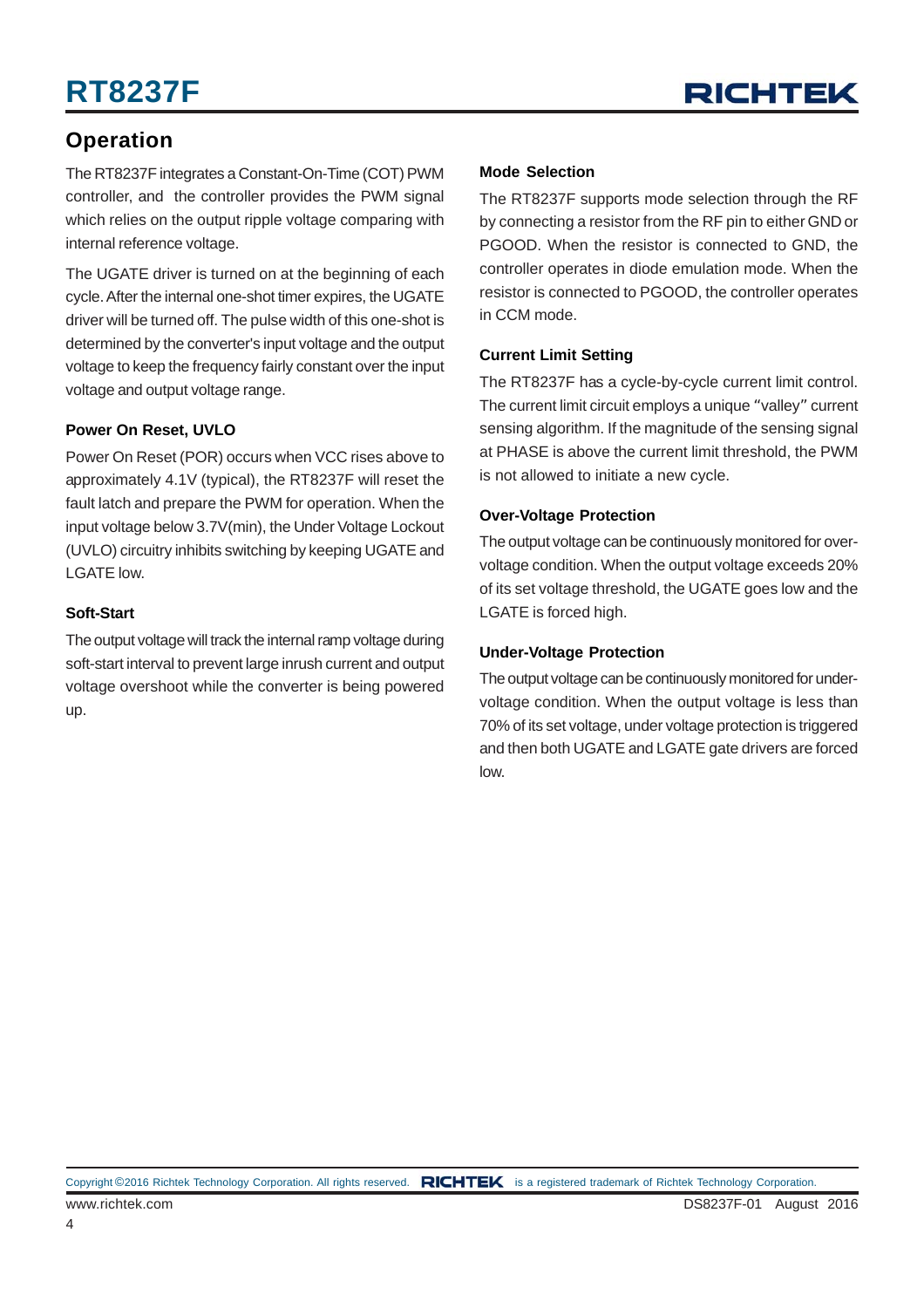## Operation

The RT8237F integrates a Constant-On-Time (COT) PWM controller, and the controller provides the PWM signal which relies on the output ripple voltage comparing with internal reference voltage.

The UGATE driver is turned on at the beginning of each cycle. After the internal one-shot timer expires, the UGATE driver will be turned off. The pulse width of this one-shot is determined by the converter's input voltage and the output voltage to keep the frequency fairly constant over the input voltage and output voltage range.

### Power On Reset, UVLO

Power On Reset (POR) occurs when VCC rises above to approximately 4.1V (typical), the RT8237F will reset the fault latch and prepare the PWM for operation. When the input voltage below 3.7V(min), the Under Voltage Lockout (UVLO) circuitry inhibits switching by keeping UGATE and LGATE low.

### Soft-Start

The output voltage will track the internal ramp voltage during soft-start interval to prevent large inrush current and output voltage overshoot while the converter is being powered up.

### Mode Selection

The RT8237F supports mode selection through the RF by connecting a resistor from the RF pin to either GND or PGOOD. When the resistor is connected to GND, the controller operates in diode emulation mode. When the resistor is connected to PGOOD, the controller operates in CCM mode.

### Current Limit Setting

The RT8237F has a cycle-by-cycle current limit control. The current limit circuit employs a unique "valley" current sensing algorithm. If the magnitude of the sensing signal at PHASE is above the current limit threshold, the PWM is not allowed to initiate a new cycle.

### Over-Voltage Protection

The output voltage can be continuously monitored for over-voltage condition. When the output voltage exceeds 20% of its set voltage threshold, the UGATE goes low and the LGATE is forced high.

### Under-Voltage Protection

The output voltage can be continuously monitored for under-voltage condition. When the output voltage is less than 70% of its set voltage, under voltage protection is triggered and then both UGATE and LGATE gate drivers are forced low.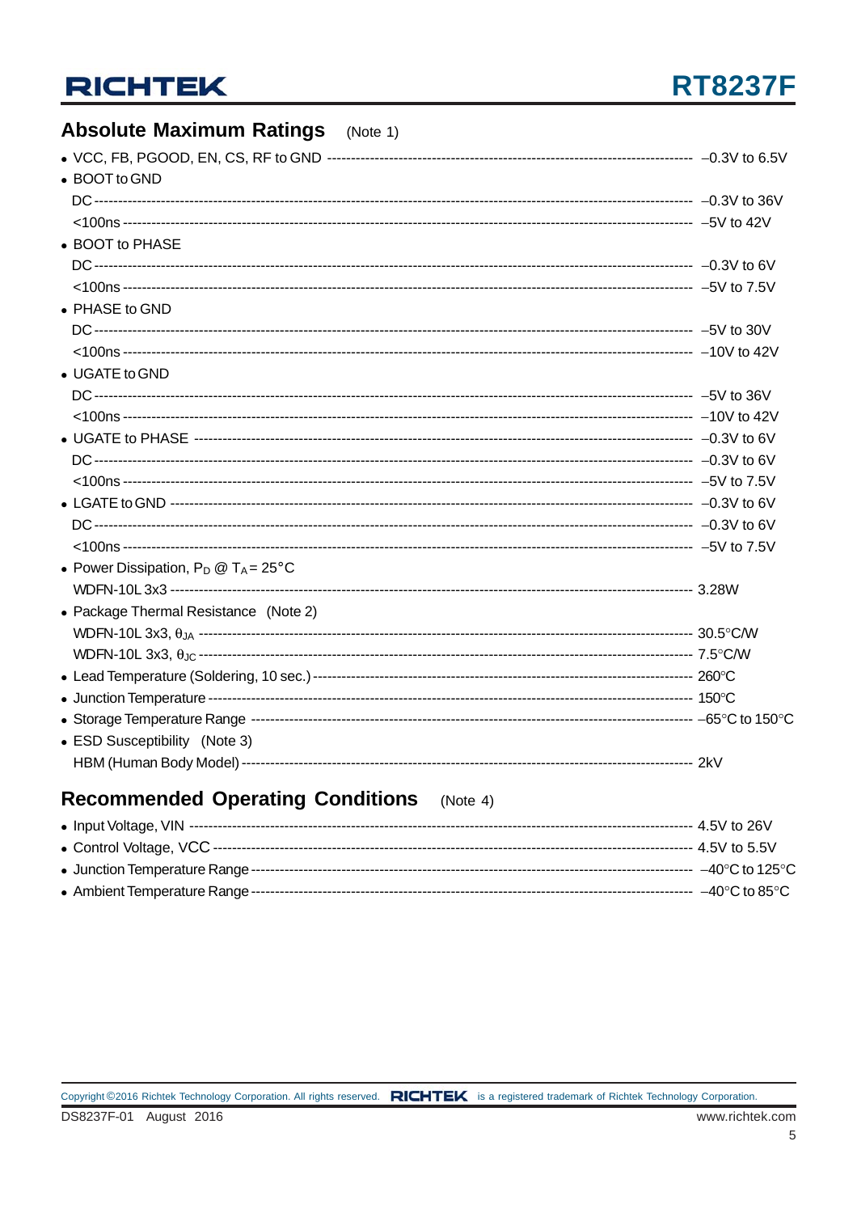## Absolute Maximum Ratings (Note 1)

- VCC, FB, PGOOD, EN, CS, RF to GND ---------- –0.3V to 6.5V
- BOOT to GND
  - DC ---------- –0.3V to 36V
  - <100ns ---------- –5V to 42V
- BOOT to PHASE
  - DC ---------- –0.3V to 6V
  - <100ns ---------- –5V to 7.5V
- PHASE to GND
  - DC ---------- –5V to 30V
  - <100ns ---------- –10V to 42V
- UGATE to GND
  - DC ---------- –5V to 36V
  - <100ns ---------- –10V to 42V
- UGATE to PHASE ---------- –0.3V to 6V
  - DC ---------- –0.3V to 6V
  - <100ns ---------- –5V to 7.5V
- LGATE to GND ---------- –0.3V to 6V
  - DC ---------- –0.3V to 6V
  - <100ns ---------- –5V to 7.5V
- Power Dissipation, $P_D$ @ $T_A$ = 25°C
  - WDFN-10L 3x3 ---------- 3.28W
- Package Thermal Resistance (Note 2)
  - WDFN-10L 3x3, $\theta_{JA}$ ---------- 30.5°C/W
  - WDFN-10L 3x3, $\theta_{JC}$ ---------- 7.5°C/W
- Lead Temperature (Soldering, 10 sec.) ---------- 260°C
- Junction Temperature ---------- 150°C
- Storage Temperature Range ---------- –65°C to 150°C
- ESD Susceptibility (Note 3)
  - HBM (Human Body Model) ---------- 2kV

## Recommended Operating Conditions (Note 4)

- Input Voltage, VIN ---------- 4.5V to 26V
- Control Voltage, VCC ---------- 4.5V to 5.5V
- Junction Temperature Range ---------- –40°C to 125°C
- Ambient Temperature Range ---------- –40°C to 85°C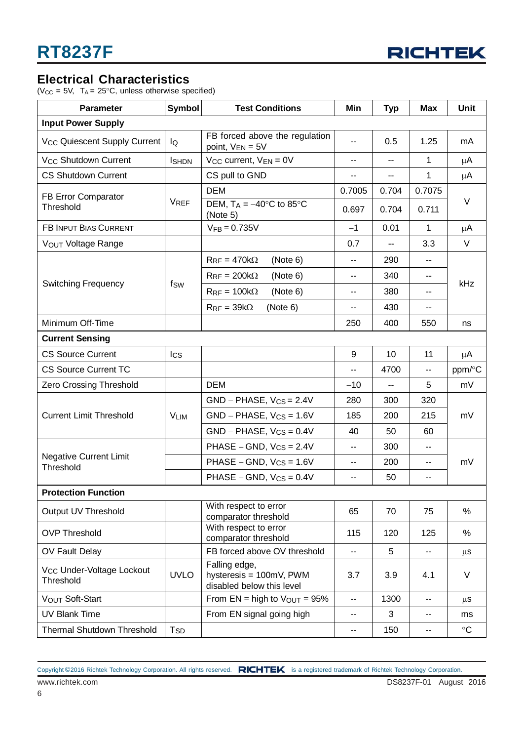## Electrical Characteristics

($V_{CC}$ = 5V, $T_A$ = 25°C, unless otherwise specified)

| Parameter | Symbol | Test Conditions | Min | Typ | Max | Unit |
|---|---|---|---|---|---|---|
| **Input Power Supply** | | | | | | |
| $V_{CC}$ Quiescent Supply Current | $I_Q$ | FB forced above the regulation point, $V_{EN}$ = 5V | -- | 0.5 | 1.25 | mA |
| $V_{CC}$ Shutdown Current | $I_{SHDN}$ | $V_{CC}$ current, $V_{EN}$ = 0V | -- | -- | 1 | μA |
| CS Shutdown Current | | CS pull to GND | -- | -- | 1 | μA |
| FB Error Comparator Threshold | $V_{REF}$ | DEM | 0.7005 | 0.704 | 0.7075 | V |
| | | DEM, $T_A$ = −40°C to 85°C (Note 5) | 0.697 | 0.704 | 0.711 | |
| FB Input Bias Current | | $V_{FB}$ = 0.735V | −1 | 0.01 | 1 | μA |
| $V_{OUT}$ Voltage Range | | | 0.7 | -- | 3.3 | V |
| Switching Frequency | $f_{SW}$ | $R_{RF}$ = 470kΩ (Note 6) | -- | 290 | -- | kHz |
| | | $R_{RF}$ = 200kΩ (Note 6) | -- | 340 | -- | |
| | | $R_{RF}$ = 100kΩ (Note 6) | -- | 380 | -- | |
| | | $R_{RF}$ = 39kΩ (Note 6) | -- | 430 | -- | |
| Minimum Off-Time | | | 250 | 400 | 550 | ns |
| **Current Sensing** | | | | | | |
| CS Source Current | $I_{CS}$ | | 9 | 10 | 11 | μA |
| CS Source Current TC | | | -- | 4700 | -- | ppm/°C |
| Zero Crossing Threshold | | DEM | −10 | -- | 5 | mV |
| Current Limit Threshold | $V_{LIM}$ | GND − PHASE, $V_{CS}$ = 2.4V | 280 | 300 | 320 | mV |
| | | GND − PHASE, $V_{CS}$ = 1.6V | 185 | 200 | 215 | |
| | | GND − PHASE, $V_{CS}$ = 0.4V | 40 | 50 | 60 | |
| Negative Current Limit Threshold | | PHASE − GND, $V_{CS}$ = 2.4V | -- | 300 | -- | mV |
| | | PHASE − GND, $V_{CS}$ = 1.6V | -- | 200 | -- | |
| | | PHASE − GND, $V_{CS}$ = 0.4V | -- | 50 | -- | |
| **Protection Function** | | | | | | |
| Output UV Threshold | | With respect to error comparator threshold | 65 | 70 | 75 | % |
| OVP Threshold | | With respect to error comparator threshold | 115 | 120 | 125 | % |
| OV Fault Delay | | FB forced above OV threshold | -- | 5 | -- | μs |
| $V_{CC}$ Under-Voltage Lockout Threshold | UVLO | Falling edge, hysteresis = 100mV, PWM disabled below this level | 3.7 | 3.9 | 4.1 | V |
| $V_{OUT}$ Soft-Start | | From EN = high to $V_{OUT}$ = 95% | -- | 1300 | -- | μs |
| UV Blank Time | | From EN signal going high | -- | 3 | -- | ms |
| Thermal Shutdown Threshold | $T_{SD}$ | | -- | 150 | -- | °C |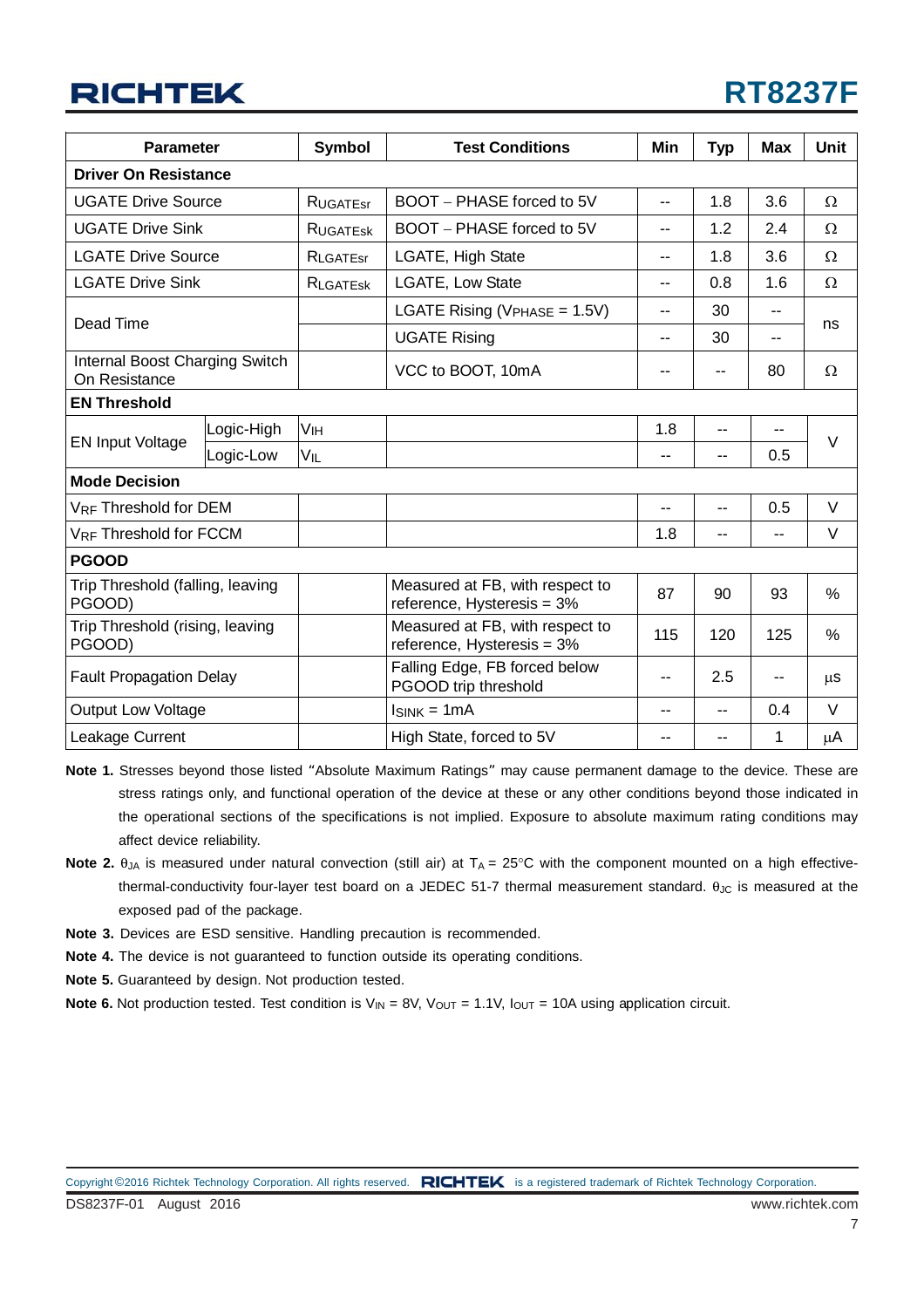| Parameter | | Symbol | Test Conditions | Min | Typ | Max | Unit |
|---|---|---|---|---|---|---|---|
| **Driver On Resistance** | | | | | | | |
| UGATE Drive Source | | $R_{UGATEsr}$ | BOOT – PHASE forced to 5V | -- | 1.8 | 3.6 | Ω |
| UGATE Drive Sink | | $R_{UGATEsk}$ | BOOT – PHASE forced to 5V | -- | 1.2 | 2.4 | Ω |
| LGATE Drive Source | | $R_{LGATEsr}$ | LGATE, High State | -- | 1.8 | 3.6 | Ω |
| LGATE Drive Sink | | $R_{LGATEsk}$ | LGATE, Low State | -- | 0.8 | 1.6 | Ω |
| Dead Time | | | LGATE Rising ($V_{PHASE}$ = 1.5V) | -- | 30 | -- | ns |
| | | | UGATE Rising | -- | 30 | -- | |
| Internal Boost Charging Switch On Resistance | | | VCC to BOOT, 10mA | -- | -- | 80 | Ω |
| **EN Threshold** | | | | | | | |
| EN Input Voltage | Logic-High | $V_{IH}$ | | 1.8 | -- | -- | V |
| | Logic-Low | $V_{IL}$ | | -- | -- | 0.5 | |
| **Mode Decision** | | | | | | | |
| $V_{RF}$ Threshold for DEM | | | | -- | -- | 0.5 | V |
| $V_{RF}$ Threshold for FCCM | | | | 1.8 | -- | -- | V |
| **PGOOD** | | | | | | | |
| Trip Threshold (falling, leaving PGOOD) | | | Measured at FB, with respect to reference, Hysteresis = 3% | 87 | 90 | 93 | % |
| Trip Threshold (rising, leaving PGOOD) | | | Measured at FB, with respect to reference, Hysteresis = 3% | 115 | 120 | 125 | % |
| Fault Propagation Delay | | | Falling Edge, FB forced below PGOOD trip threshold | -- | 2.5 | -- | μs |
| Output Low Voltage | | | $I_{SINK}$ = 1mA | -- | -- | 0.4 | V |
| Leakage Current | | | High State, forced to 5V | -- | -- | 1 | μA |

**Note 1.** Stresses beyond those listed "Absolute Maximum Ratings" may cause permanent damage to the device. These are stress ratings only, and functional operation of the device at these or any other conditions beyond those indicated in the operational sections of the specifications is not implied. Exposure to absolute maximum rating conditions may affect device reliability.

**Note 2.** $\theta_{JA}$ is measured under natural convection (still air) at $T_A$ = 25°C with the component mounted on a high effective-thermal-conductivity four-layer test board on a JEDEC 51-7 thermal measurement standard. $\theta_{JC}$ is measured at the exposed pad of the package.

**Note 3.** Devices are ESD sensitive. Handling precaution is recommended.

**Note 4.** The device is not guaranteed to function outside its operating conditions.

**Note 5.** Guaranteed by design. Not production tested.

**Note 6.** Not production tested. Test condition is $V_{IN}$ = 8V, $V_{OUT}$ = 1.1V, $I_{OUT}$ = 10A using application circuit.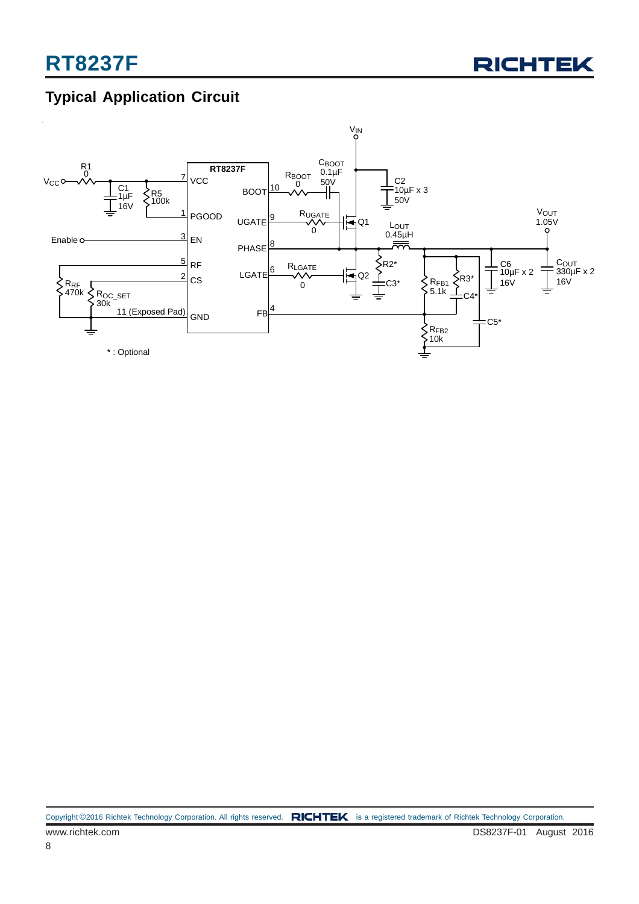## Typical Application Circuit

* : Optional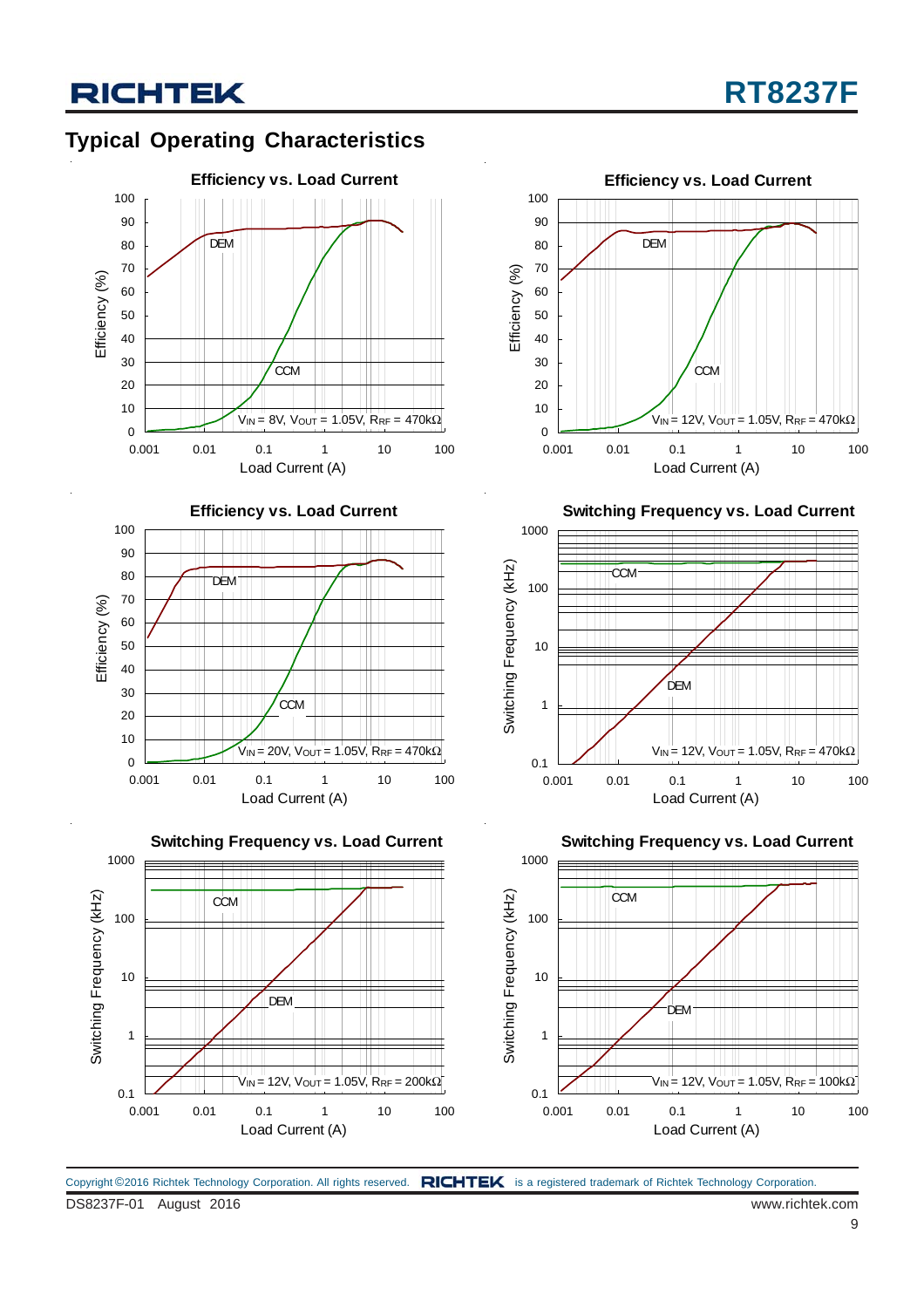## Typical Operating Characteristics

**Efficiency vs. Load Current**

Efficiency (%) vs. Load Current (A); curves: DEM, CCM; $V_{IN}$ = 8V, $V_{OUT}$ = 1.05V, $R_{RF}$ = 470kΩ

**Efficiency vs. Load Current**

Efficiency (%) vs. Load Current (A); curves: DEM, CCM; $V_{IN}$ = 12V, $V_{OUT}$ = 1.05V, $R_{RF}$ = 470kΩ

**Efficiency vs. Load Current**

Efficiency (%) vs. Load Current (A); curves: DEM, CCM; $V_{IN}$ = 20V, $V_{OUT}$ = 1.05V, $R_{RF}$ = 470kΩ

**Switching Frequency vs. Load Current**

Switching Frequency (kHz) vs. Load Current (A); curves: CCM, DEM; $V_{IN}$ = 12V, $V_{OUT}$ = 1.05V, $R_{RF}$ = 470kΩ

**Switching Frequency vs. Load Current**

Switching Frequency (kHz) vs. Load Current (A); curves: CCM, DEM; $V_{IN}$ = 12V, $V_{OUT}$ = 1.05V, $R_{RF}$ = 200kΩ

**Switching Frequency vs. Load Current**

Switching Frequency (kHz) vs. Load Current (A); curves: CCM, DEM; $V_{IN}$ = 12V, $V_{OUT}$ = 1.05V, $R_{RF}$ = 100kΩ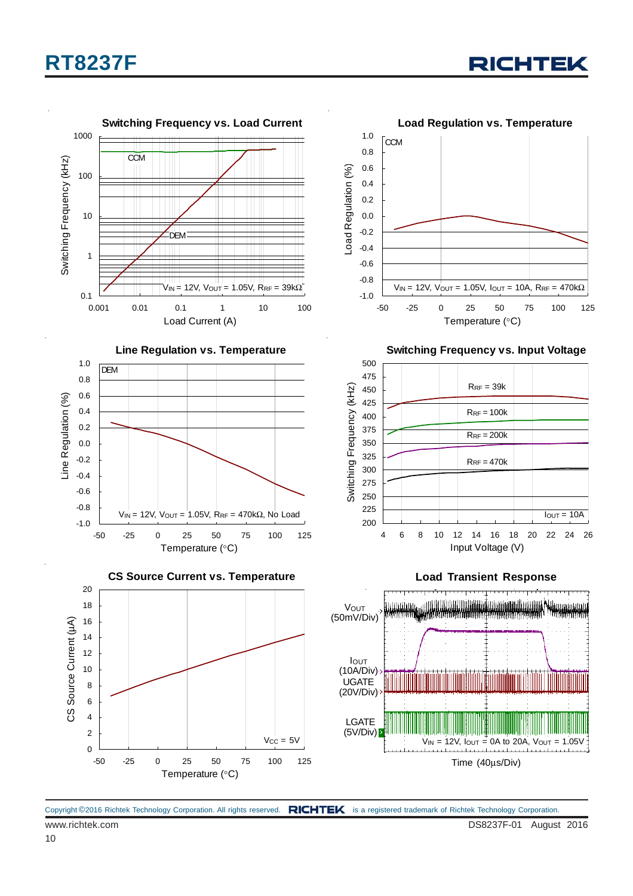Switching Frequency vs. Load Current

CCM

DEM

$V_{IN}$ = 12V, $V_{OUT}$ = 1.05V, $R_{RF}$ = 39kΩ

Switching Frequency (kHz)

Load Current (A)

Load Regulation vs. Temperature

CCM

$V_{IN}$ = 12V, $V_{OUT}$ = 1.05V, $I_{OUT}$ = 10A, $R_{RF}$ = 470kΩ

Load Regulation (%)

Temperature (°C)

Line Regulation vs. Temperature

DEM

$V_{IN}$ = 12V, $V_{OUT}$ = 1.05V, $R_{RF}$ = 470kΩ, No Load

Line Regulation (%)

Temperature (°C)

Switching Frequency vs. Input Voltage

$R_{RF}$ = 39k

$R_{RF}$ = 100k

$R_{RF}$ = 200k

$R_{RF}$ = 470k

$I_{OUT}$ = 10A

Switching Frequency (kHz)

Input Voltage (V)

CS Source Current vs. Temperature

$V_{CC}$ = 5V

CS Source Current (μA)

Temperature (°C)

Load Transient Response

$V_{OUT}$ (50mV/Div)

$I_{OUT}$ (10A/Div)

UGATE (20V/Div)

LGATE (5V/Div)

$V_{IN}$ = 12V, $I_{OUT}$ = 0A to 20A, $V_{OUT}$ = 1.05V

Time (40μs/Div)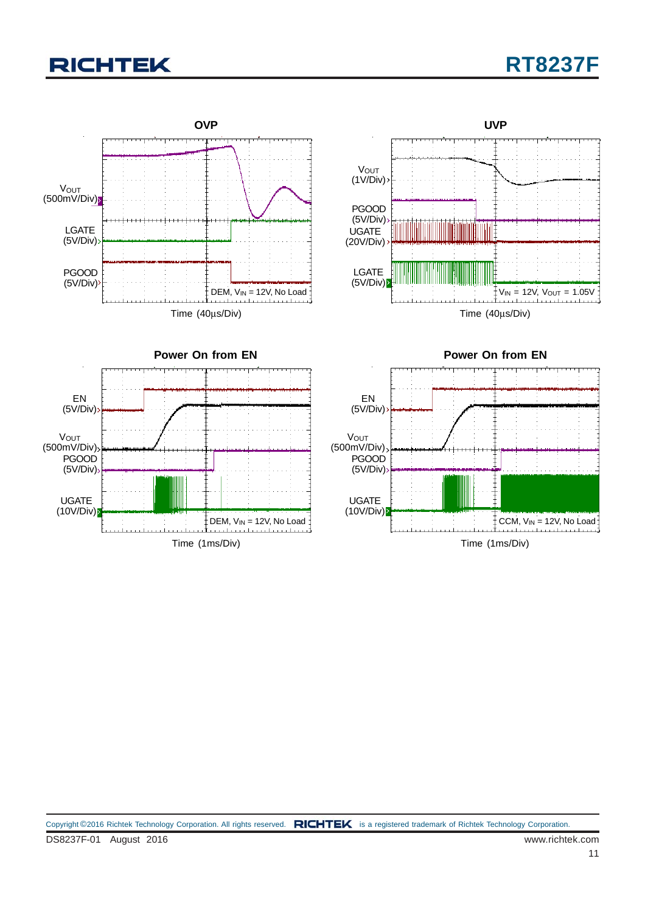### OVP

$V_{OUT}$ (500mV/Div)

LGATE (5V/Div)

PGOOD (5V/Div)

DEM, $V_{IN}$ = 12V, No Load

Time (40μs/Div)

### UVP

$V_{OUT}$ (1V/Div)

PGOOD (5V/Div)

UGATE (20V/Div)

LGATE (5V/Div)

$V_{IN}$ = 12V, $V_{OUT}$ = 1.05V

Time (40μs/Div)

### Power On from EN

EN (5V/Div)

$V_{OUT}$ (500mV/Div)

PGOOD (5V/Div)

UGATE (10V/Div)

DEM, $V_{IN}$ = 12V, No Load

Time (1ms/Div)

### Power On from EN

EN (5V/Div)

$V_{OUT}$ (500mV/Div)

PGOOD (5V/Div)

UGATE (10V/Div)

CCM, $V_{IN}$ = 12V, No Load

Time (1ms/Div)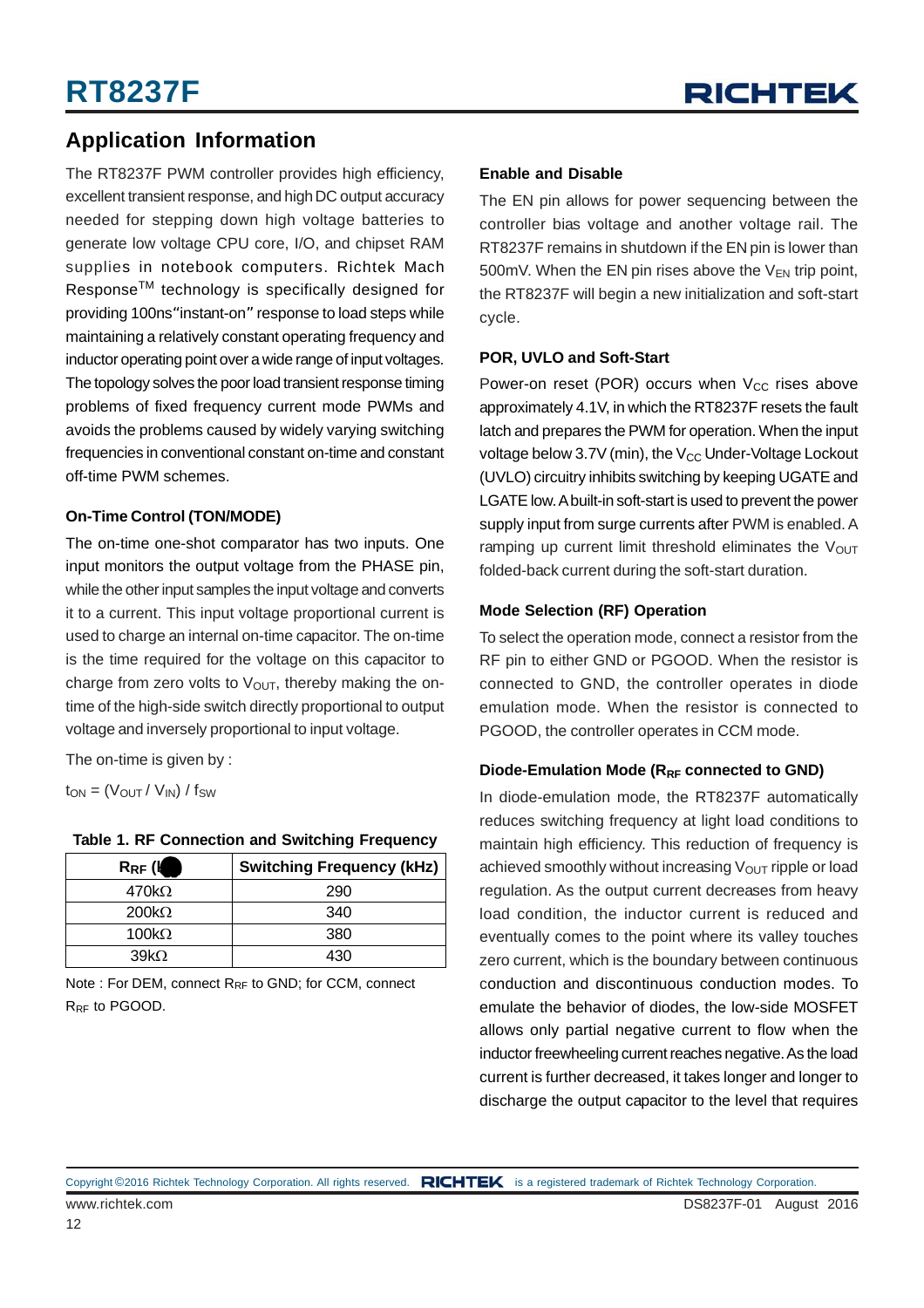## Application Information

The RT8237F PWM controller provides high efficiency, excellent transient response, and high DC output accuracy needed for stepping down high voltage batteries to generate low voltage CPU core, I/O, and chipset RAM supplies in notebook computers. Richtek Mach Response$^{TM}$ technology is specifically designed for providing 100ns"instant-on" response to load steps while maintaining a relatively constant operating frequency and inductor operating point over a wide range of input voltages. The topology solves the poor load transient response timing problems of fixed frequency current mode PWMs and avoids the problems caused by widely varying switching frequencies in conventional constant on-time and constant off-time PWM schemes.

### On-Time Control (TON/MODE)

The on-time one-shot comparator has two inputs. One input monitors the output voltage from the PHASE pin, while the other input samples the input voltage and converts it to a current. This input voltage proportional current is used to charge an internal on-time capacitor. The on-time is the time required for the voltage on this capacitor to charge from zero volts to $V_{OUT}$, thereby making the on-time of the high-side switch directly proportional to output voltage and inversely proportional to input voltage.

The on-time is given by :

$t_{ON} = (V_{OUT} / V_{IN}) / f_{SW}$

**Table 1. RF Connection and Switching Frequency**

| $R_{RF}$ (kΩ) | Switching Frequency (kHz) |
|---|---|
| 470kΩ | 290 |
| 200kΩ | 340 |
| 100kΩ | 380 |
| 39kΩ | 430 |

Note : For DEM, connect $R_{RF}$ to GND; for CCM, connect $R_{RF}$ to PGOOD.

### Enable and Disable

The EN pin allows for power sequencing between the controller bias voltage and another voltage rail. The RT8237F remains in shutdown if the EN pin is lower than 500mV. When the EN pin rises above the $V_{EN}$ trip point, the RT8237F will begin a new initialization and soft-start cycle.

### POR, UVLO and Soft-Start

Power-on reset (POR) occurs when $V_{CC}$ rises above approximately 4.1V, in which the RT8237F resets the fault latch and prepares the PWM for operation. When the input voltage below 3.7V (min), the $V_{CC}$ Under-Voltage Lockout (UVLO) circuitry inhibits switching by keeping UGATE and LGATE low. A built-in soft-start is used to prevent the power supply input from surge currents after PWM is enabled. A ramping up current limit threshold eliminates the $V_{OUT}$ folded-back current during the soft-start duration.

### Mode Selection (RF) Operation

To select the operation mode, connect a resistor from the RF pin to either GND or PGOOD. When the resistor is connected to GND, the controller operates in diode emulation mode. When the resistor is connected to PGOOD, the controller operates in CCM mode.

### Diode-Emulation Mode ($R_{RF}$ connected to GND)

In diode-emulation mode, the RT8237F automatically reduces switching frequency at light load conditions to maintain high efficiency. This reduction of frequency is achieved smoothly without increasing $V_{OUT}$ ripple or load regulation. As the output current decreases from heavy load condition, the inductor current is reduced and eventually comes to the point where its valley touches zero current, which is the boundary between continuous conduction and discontinuous conduction modes. To emulate the behavior of diodes, the low-side MOSFET allows only partial negative current to flow when the inductor freewheeling current reaches negative. As the load current is further decreased, it takes longer and longer to discharge the output capacitor to the level that requires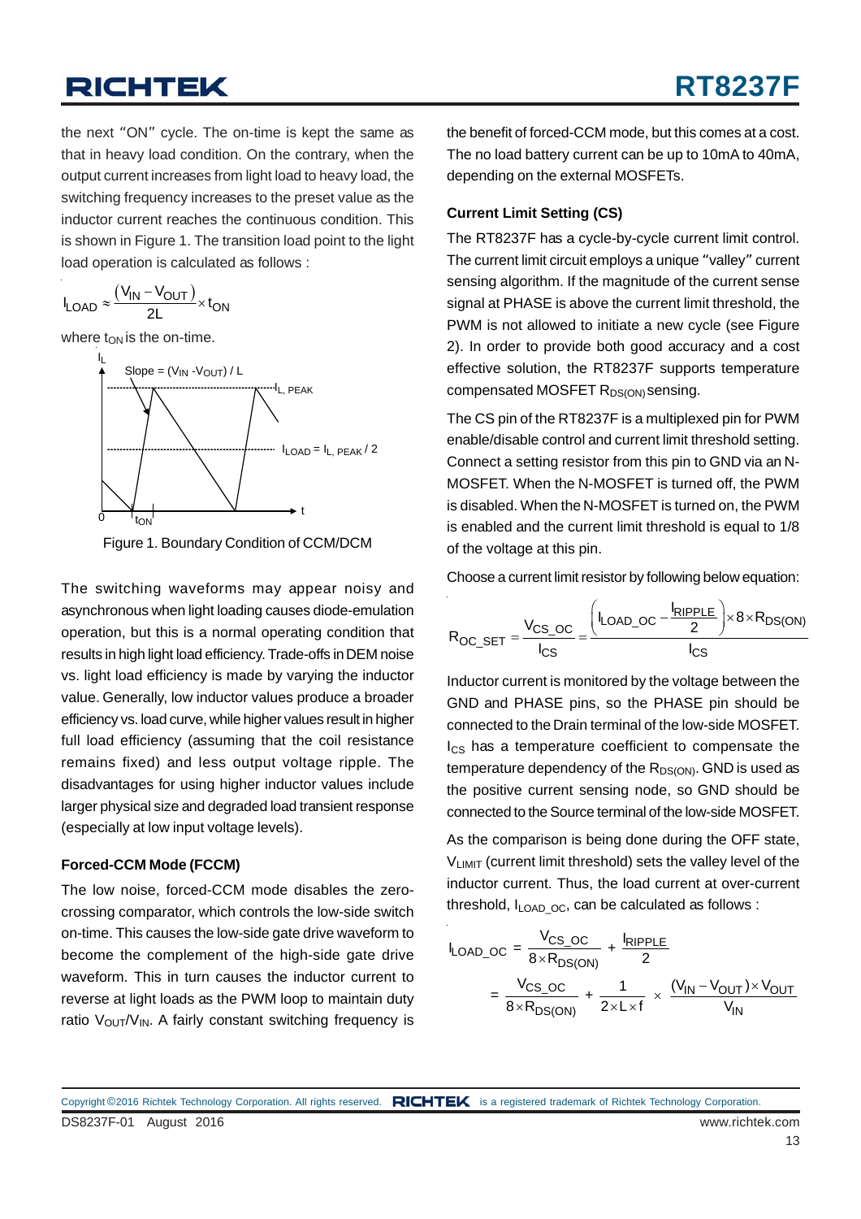the next "ON" cycle. The on-time is kept the same as that in heavy load condition. On the contrary, when the output current increases from light load to heavy load, the switching frequency increases to the preset value as the inductor current reaches the continuous condition. This is shown in Figure 1. The transition load point to the light load operation is calculated as follows :

$$I_{LOAD} \approx \frac{(V_{IN} - V_{OUT})}{2L} \times t_{ON}$$

where $t_{ON}$ is the on-time.

Figure 1. Boundary Condition of CCM/DCM

The switching waveforms may appear noisy and asynchronous when light loading causes diode-emulation operation, but this is a normal operating condition that results in high light load efficiency. Trade-offs in DEM noise vs. light load efficiency is made by varying the inductor value. Generally, low inductor values produce a broader efficiency vs. load curve, while higher values result in higher full load efficiency (assuming that the coil resistance remains fixed) and less output voltage ripple. The disadvantages for using higher inductor values include larger physical size and degraded load transient response (especially at low input voltage levels).

**Forced-CCM Mode (FCCM)**

The low noise, forced-CCM mode disables the zero-crossing comparator, which controls the low-side switch on-time. This causes the low-side gate drive waveform to become the complement of the high-side gate drive waveform. This in turn causes the inductor current to reverse at light loads as the PWM loop to maintain duty ratio $V_{OUT}/V_{IN}$. A fairly constant switching frequency is the benefit of forced-CCM mode, but this comes at a cost. The no load battery current can be up to 10mA to 40mA, depending on the external MOSFETs.

**Current Limit Setting (CS)**

The RT8237F has a cycle-by-cycle current limit control. The current limit circuit employs a unique "valley" current sensing algorithm. If the magnitude of the current sense signal at PHASE is above the current limit threshold, the PWM is not allowed to initiate a new cycle (see Figure 2). In order to provide both good accuracy and a cost effective solution, the RT8237F supports temperature compensated MOSFET $R_{DS(ON)}$ sensing.

The CS pin of the RT8237F is a multiplexed pin for PWM enable/disable control and current limit threshold setting. Connect a setting resistor from this pin to GND via an N-MOSFET. When the N-MOSFET is turned off, the PWM is disabled. When the N-MOSFET is turned on, the PWM is enabled and the current limit threshold is equal to 1/8 of the voltage at this pin.

Choose a current limit resistor by following below equation:

$$R_{OC\_SET} = \frac{V_{CS\_OC}}{I_{CS}} = \frac{\left(I_{LOAD\_OC} - \frac{I_{RIPPLE}}{2}\right) \times 8 \times R_{DS(ON)}}{I_{CS}}$$

Inductor current is monitored by the voltage between the GND and PHASE pins, so the PHASE pin should be connected to the Drain terminal of the low-side MOSFET. $I_{CS}$ has a temperature coefficient to compensate the temperature dependency of the $R_{DS(ON)}$. GND is used as the positive current sensing node, so GND should be connected to the Source terminal of the low-side MOSFET.

As the comparison is being done during the OFF state, $V_{LIMIT}$ (current limit threshold) sets the valley level of the inductor current. Thus, the load current at over-current threshold, $I_{LOAD\_OC}$, can be calculated as follows :

$$I_{LOAD\_OC} = \frac{V_{CS\_OC}}{8 \times R_{DS(ON)}} + \frac{I_{RIPPLE}}{2}$$

$$= \frac{V_{CS\_OC}}{8 \times R_{DS(ON)}} + \frac{1}{2 \times L \times f} \times \frac{(V_{IN} - V_{OUT}) \times V_{OUT}}{V_{IN}}$$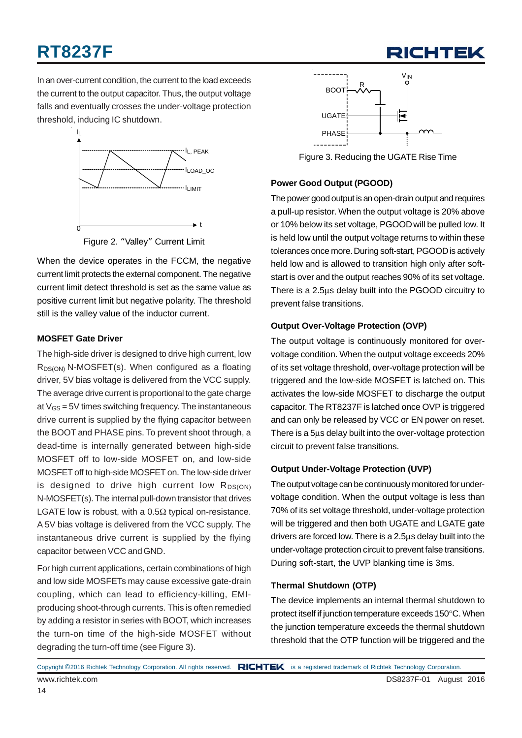In an over-current condition, the current to the load exceeds the current to the output capacitor. Thus, the output voltage falls and eventually crosses the under-voltage protection threshold, inducing IC shutdown.

Figure 2. "Valley" Current Limit

When the device operates in the FCCM, the negative current limit protects the external component. The negative current limit detect threshold is set as the same value as positive current limit but negative polarity. The threshold still is the valley value of the inductor current.

### MOSFET Gate Driver

The high-side driver is designed to drive high current, low $R_{DS(ON)}$ N-MOSFET(s). When configured as a floating driver, 5V bias voltage is delivered from the VCC supply. The average drive current is proportional to the gate charge at $V_{GS}$ = 5V times switching frequency. The instantaneous drive current is supplied by the flying capacitor between the BOOT and PHASE pins. To prevent shoot through, a dead-time is internally generated between high-side MOSFET off to low-side MOSFET on, and low-side MOSFET off to high-side MOSFET on. The low-side driver is designed to drive high current low $R_{DS(ON)}$ N-MOSFET(s). The internal pull-down transistor that drives LGATE low is robust, with a 0.5Ω typical on-resistance. A 5V bias voltage is delivered from the VCC supply. The instantaneous drive current is supplied by the flying capacitor between VCC and GND.

For high current applications, certain combinations of high and low side MOSFETs may cause excessive gate-drain coupling, which can lead to efficiency-killing, EMI-producing shoot-through currents. This is often remedied by adding a resistor in series with BOOT, which increases the turn-on time of the high-side MOSFET without degrading the turn-off time (see Figure 3).

Figure 3. Reducing the UGATE Rise Time

### Power Good Output (PGOOD)

The power good output is an open-drain output and requires a pull-up resistor. When the output voltage is 20% above or 10% below its set voltage, PGOOD will be pulled low. It is held low until the output voltage returns to within these tolerances once more. During soft-start, PGOOD is actively held low and is allowed to transition high only after soft-start is over and the output reaches 90% of its set voltage. There is a 2.5μs delay built into the PGOOD circuitry to prevent false transitions.

### Output Over-Voltage Protection (OVP)

The output voltage is continuously monitored for over-voltage condition. When the output voltage exceeds 20% of its set voltage threshold, over-voltage protection will be triggered and the low-side MOSFET is latched on. This activates the low-side MOSFET to discharge the output capacitor. The RT8237F is latched once OVP is triggered and can only be released by VCC or EN power on reset. There is a 5μs delay built into the over-voltage protection circuit to prevent false transitions.

### Output Under-Voltage Protection (UVP)

The output voltage can be continuously monitored for under-voltage condition. When the output voltage is less than 70% of its set voltage threshold, under-voltage protection will be triggered and then both UGATE and LGATE gate drivers are forced low. There is a 2.5μs delay built into the under-voltage protection circuit to prevent false transitions. During soft-start, the UVP blanking time is 3ms.

### Thermal Shutdown (OTP)

The device implements an internal thermal shutdown to protect itself if junction temperature exceeds 150°C. When the junction temperature exceeds the thermal shutdown threshold that the OTP function will be triggered and the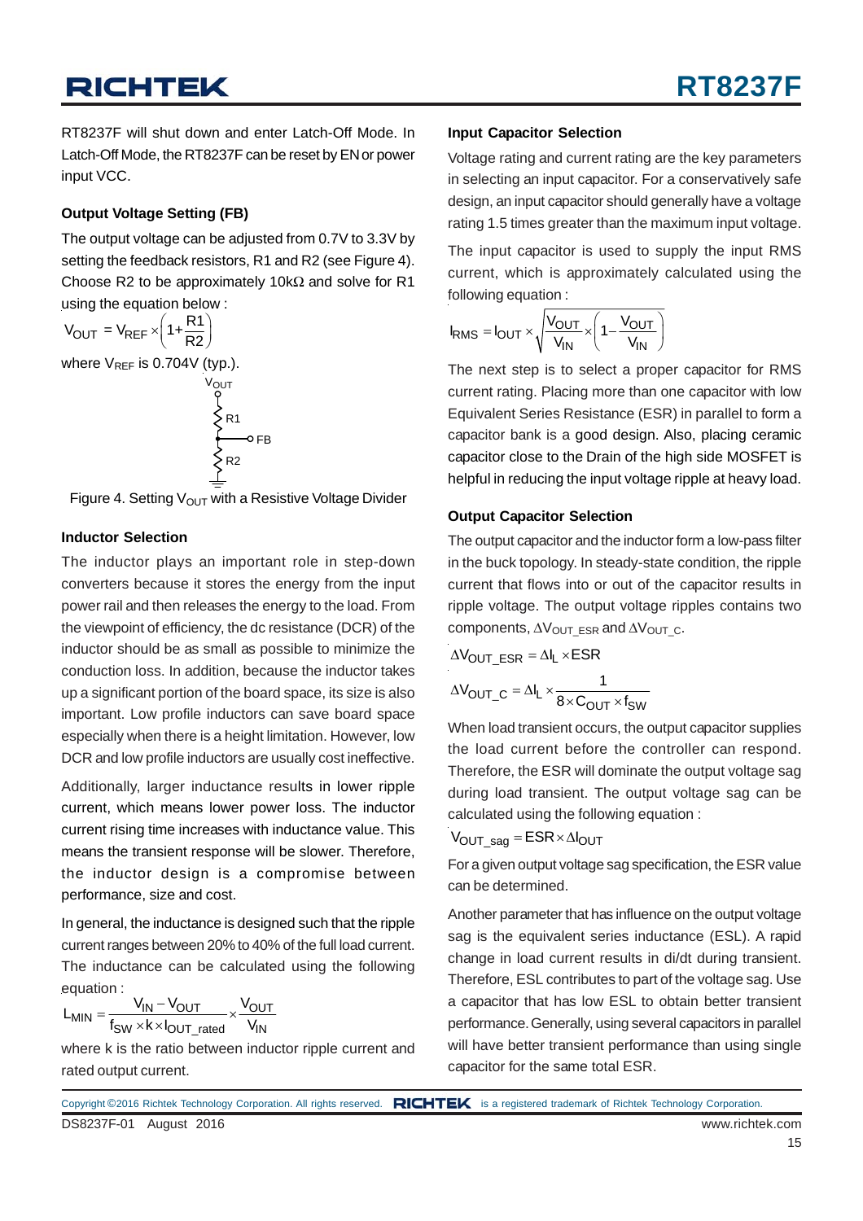RT8237F will shut down and enter Latch-Off Mode. In Latch-Off Mode, the RT8237F can be reset by EN or power input VCC.

### Output Voltage Setting (FB)

The output voltage can be adjusted from 0.7V to 3.3V by setting the feedback resistors, R1 and R2 (see Figure 4). Choose R2 to be approximately 10kΩ and solve for R1 using the equation below :

$$V_{OUT} = V_{REF} \times \left(1 + \frac{R1}{R2}\right)$$

where $V_{REF}$ is 0.704V (typ.).

Figure 4. Setting $V_{OUT}$ with a Resistive Voltage Divider

### Inductor Selection

The inductor plays an important role in step-down converters because it stores the energy from the input power rail and then releases the energy to the load. From the viewpoint of efficiency, the dc resistance (DCR) of the inductor should be as small as possible to minimize the conduction loss. In addition, because the inductor takes up a significant portion of the board space, its size is also important. Low profile inductors can save board space especially when there is a height limitation. However, low DCR and low profile inductors are usually cost ineffective.

Additionally, larger inductance results in lower ripple current, which means lower power loss. The inductor current rising time increases with inductance value. This means the transient response will be slower. Therefore, the inductor design is a compromise between performance, size and cost.

In general, the inductance is designed such that the ripple current ranges between 20% to 40% of the full load current. The inductance can be calculated using the following equation :

$$L_{MIN} = \frac{V_{IN} - V_{OUT}}{f_{SW} \times k \times I_{OUT\_rated}} \times \frac{V_{OUT}}{V_{IN}}$$

where k is the ratio between inductor ripple current and rated output current.

### Input Capacitor Selection

Voltage rating and current rating are the key parameters in selecting an input capacitor. For a conservatively safe design, an input capacitor should generally have a voltage rating 1.5 times greater than the maximum input voltage.

The input capacitor is used to supply the input RMS current, which is approximately calculated using the following equation :

$$I_{RMS} = I_{OUT} \times \sqrt{\frac{V_{OUT}}{V_{IN}} \times \left(1 - \frac{V_{OUT}}{V_{IN}}\right)}$$

The next step is to select a proper capacitor for RMS current rating. Placing more than one capacitor with low Equivalent Series Resistance (ESR) in parallel to form a capacitor bank is a good design. Also, placing ceramic capacitor close to the Drain of the high side MOSFET is helpful in reducing the input voltage ripple at heavy load.

### Output Capacitor Selection

The output capacitor and the inductor form a low-pass filter in the buck topology. In steady-state condition, the ripple current that flows into or out of the capacitor results in ripple voltage. The output voltage ripples contains two components, $\Delta V_{OUT\_ESR}$ and $\Delta V_{OUT\_C}$.

$$\Delta V_{OUT\_ESR} = \Delta I_L \times ESR$$

$$\Delta V_{OUT\_C} = \Delta I_L \times \frac{1}{8 \times C_{OUT} \times f_{SW}}$$

When load transient occurs, the output capacitor supplies the load current before the controller can respond. Therefore, the ESR will dominate the output voltage sag during load transient. The output voltage sag can be calculated using the following equation :

$$V_{OUT\_sag} = ESR \times \Delta I_{OUT}$$

For a given output voltage sag specification, the ESR value can be determined.

Another parameter that has influence on the output voltage sag is the equivalent series inductance (ESL). A rapid change in load current results in di/dt during transient. Therefore, ESL contributes to part of the voltage sag. Use a capacitor that has low ESL to obtain better transient performance. Generally, using several capacitors in parallel will have better transient performance than using single capacitor for the same total ESR.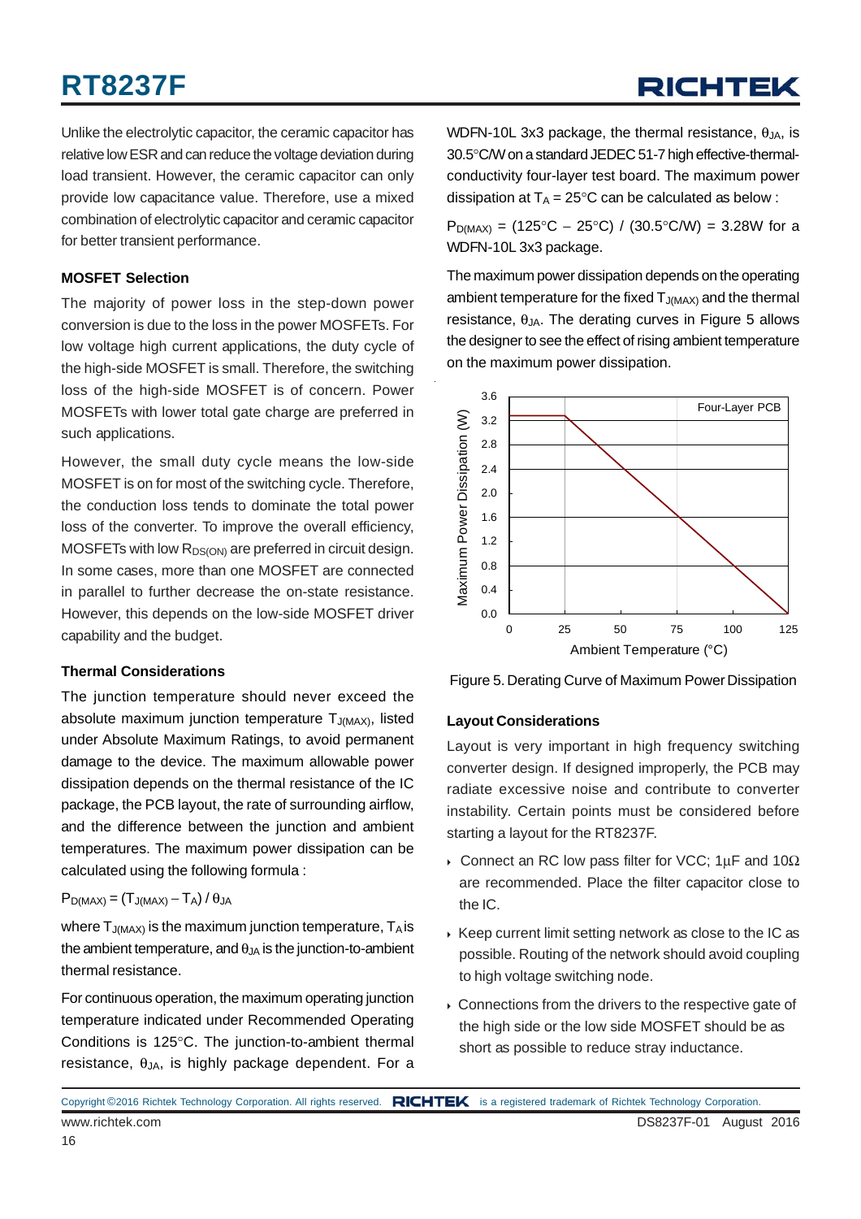Unlike the electrolytic capacitor, the ceramic capacitor has relative low ESR and can reduce the voltage deviation during load transient. However, the ceramic capacitor can only provide low capacitance value. Therefore, use a mixed combination of electrolytic capacitor and ceramic capacitor for better transient performance.

### MOSFET Selection

The majority of power loss in the step-down power conversion is due to the loss in the power MOSFETs. For low voltage high current applications, the duty cycle of the high-side MOSFET is small. Therefore, the switching loss of the high-side MOSFET is of concern. Power MOSFETs with lower total gate charge are preferred in such applications.

However, the small duty cycle means the low-side MOSFET is on for most of the switching cycle. Therefore, the conduction loss tends to dominate the total power loss of the converter. To improve the overall efficiency, MOSFETs with low $R_{DS(ON)}$ are preferred in circuit design. In some cases, more than one MOSFET are connected in parallel to further decrease the on-state resistance. However, this depends on the low-side MOSFET driver capability and the budget.

### Thermal Considerations

The junction temperature should never exceed the absolute maximum junction temperature $T_{J(MAX)}$, listed under Absolute Maximum Ratings, to avoid permanent damage to the device. The maximum allowable power dissipation depends on the thermal resistance of the IC package, the PCB layout, the rate of surrounding airflow, and the difference between the junction and ambient temperatures. The maximum power dissipation can be calculated using the following formula :

$$P_{D(MAX)} = (T_{J(MAX)} - T_A) / \theta_{JA}$$

where $T_{J(MAX)}$ is the maximum junction temperature, $T_A$ is the ambient temperature, and $\theta_{JA}$ is the junction-to-ambient thermal resistance.

For continuous operation, the maximum operating junction temperature indicated under Recommended Operating Conditions is 125°C. The junction-to-ambient thermal resistance, $\theta_{JA}$, is highly package dependent. For a WDFN-10L 3x3 package, the thermal resistance, $\theta_{JA}$, is 30.5°C/W on a standard JEDEC 51-7 high effective-thermal-conductivity four-layer test board. The maximum power dissipation at $T_A$ = 25°C can be calculated as below :

$P_{D(MAX)}$ = (125°C − 25°C) / (30.5°C/W) = 3.28W for a WDFN-10L 3x3 package.

The maximum power dissipation depends on the operating ambient temperature for the fixed $T_{J(MAX)}$ and the thermal resistance, $\theta_{JA}$. The derating curves in Figure 5 allows the designer to see the effect of rising ambient temperature on the maximum power dissipation.

Figure 5. Derating Curve of Maximum Power Dissipation

### Layout Considerations

Layout is very important in high frequency switching converter design. If designed improperly, the PCB may radiate excessive noise and contribute to converter instability. Certain points must be considered before starting a layout for the RT8237F.

- Connect an RC low pass filter for VCC; 1μF and 10Ω are recommended. Place the filter capacitor close to the IC.
- Keep current limit setting network as close to the IC as possible. Routing of the network should avoid coupling to high voltage switching node.
- Connections from the drivers to the respective gate of the high side or the low side MOSFET should be as short as possible to reduce stray inductance.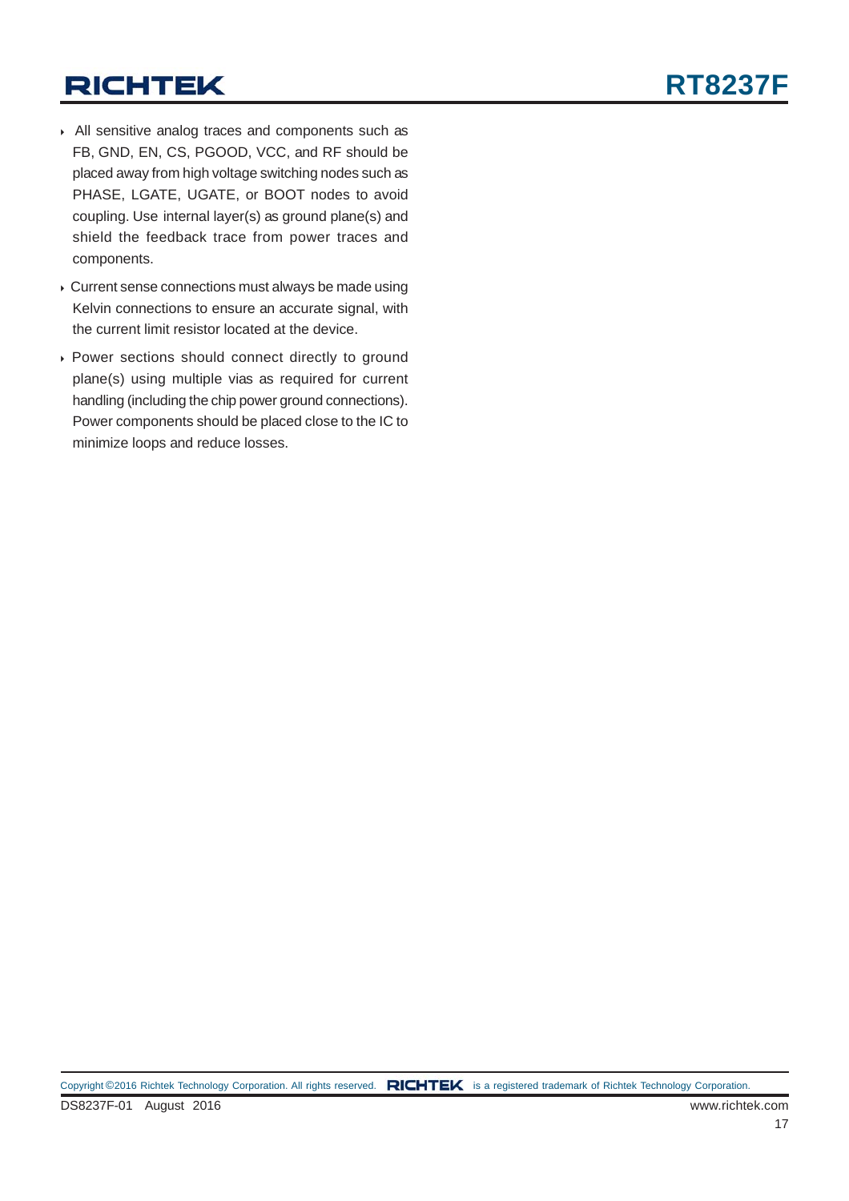- All sensitive analog traces and components such as FB, GND, EN, CS, PGOOD, VCC, and RF should be placed away from high voltage switching nodes such as PHASE, LGATE, UGATE, or BOOT nodes to avoid coupling. Use internal layer(s) as ground plane(s) and shield the feedback trace from power traces and components.
- Current sense connections must always be made using Kelvin connections to ensure an accurate signal, with the current limit resistor located at the device.
- Power sections should connect directly to ground plane(s) using multiple vias as required for current handling (including the chip power ground connections). Power components should be placed close to the IC to minimize loops and reduce losses.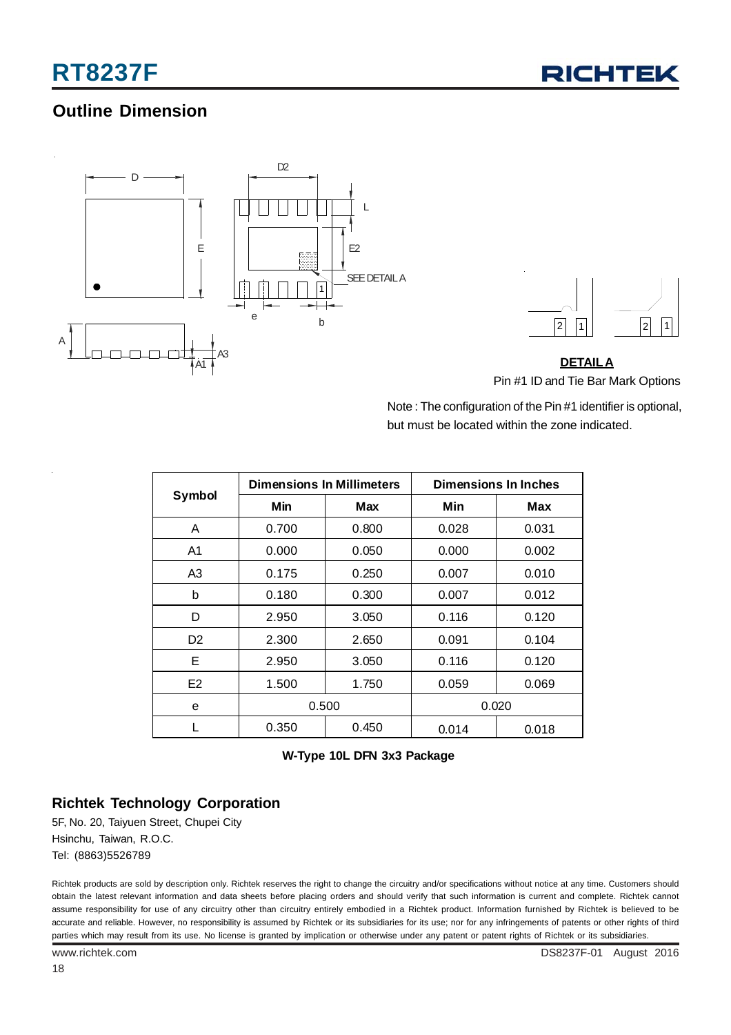## Outline Dimension

D

D2

L

E

E2

SEE DETAIL A

e

b

A

A3

A1

**DETAIL A**

Pin #1 ID and Tie Bar Mark Options

Note : The configuration of the Pin #1 identifier is optional, but must be located within the zone indicated.

| Symbol | Dimensions In Millimeters | | Dimensions In Inches | |
|---|---|---|---|---|
| | Min | Max | Min | Max |
| A | 0.700 | 0.800 | 0.028 | 0.031 |
| A1 | 0.000 | 0.050 | 0.000 | 0.002 |
| A3 | 0.175 | 0.250 | 0.007 | 0.010 |
| b | 0.180 | 0.300 | 0.007 | 0.012 |
| D | 2.950 | 3.050 | 0.116 | 0.120 |
| D2 | 2.300 | 2.650 | 0.091 | 0.104 |
| E | 2.950 | 3.050 | 0.116 | 0.120 |
| E2 | 1.500 | 1.750 | 0.059 | 0.069 |
| e | 0.500 | | 0.020 | |
| L | 0.350 | 0.450 | 0.014 | 0.018 |

**W-Type 10L DFN 3x3 Package**

### Richtek Technology Corporation

5F, No. 20, Taiyuen Street, Chupei City
Hsinchu, Taiwan, R.O.C.
Tel: (8863)5526789

Richtek products are sold by description only. Richtek reserves the right to change the circuitry and/or specifications without notice at any time. Customers should obtain the latest relevant information and data sheets before placing orders and should verify that such information is current and complete. Richtek cannot assume responsibility for use of any circuitry other than circuitry entirely embodied in a Richtek product. Information furnished by Richtek is believed to be accurate and reliable. However, no responsibility is assumed by Richtek or its subsidiaries for its use; nor for any infringements of patents or other rights of third parties which may result from its use. No license is granted by implication or otherwise under any patent or patent rights of Richtek or its subsidiaries.